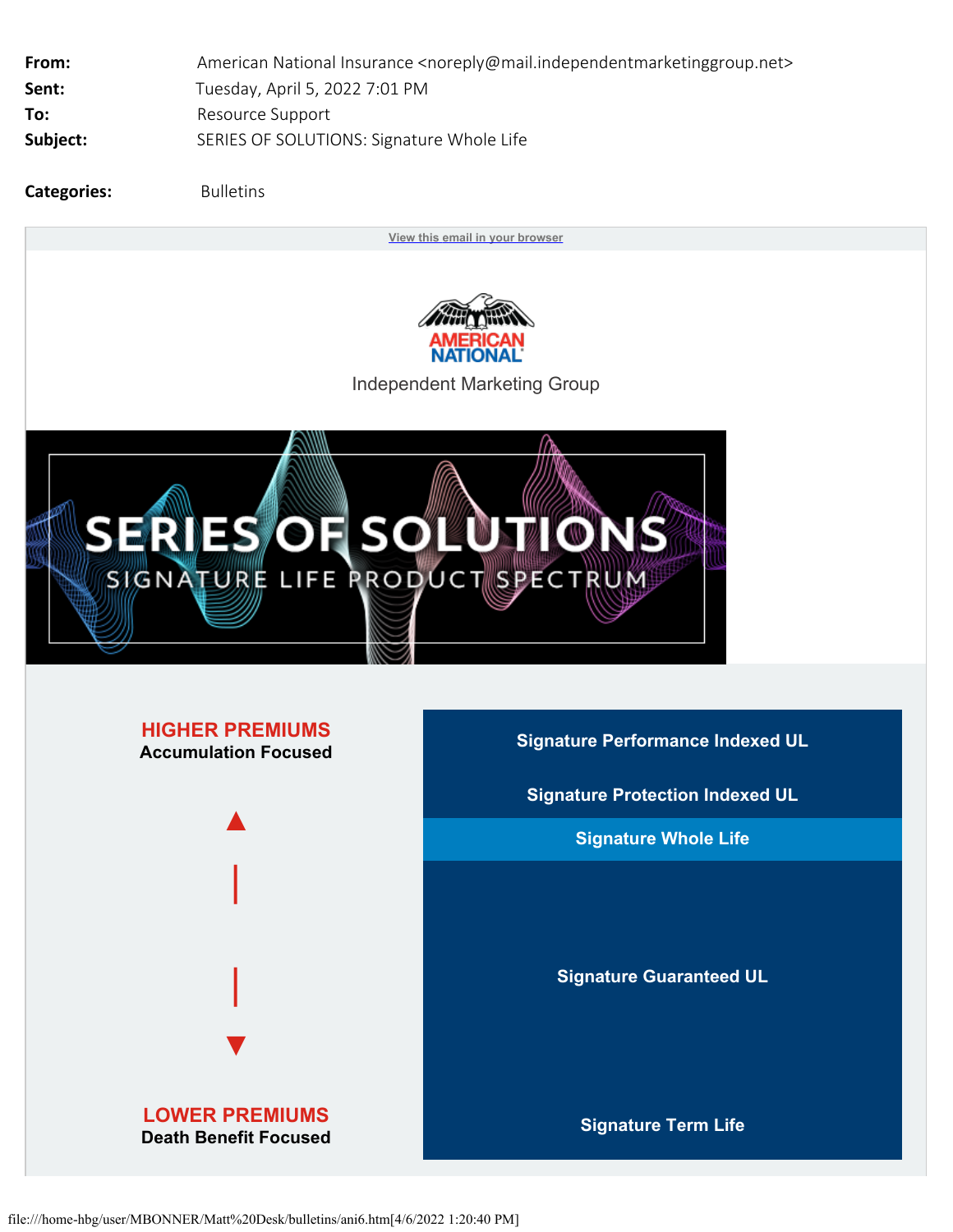| | |
|---|---|
| **From:** | American National Insurance <noreply@mail.independentmarketinggroup.net> |
| **Sent:** | Tuesday, April 5, 2022 7:01 PM |
| **To:** | Resource Support |
| **Subject:** | SERIES OF SOLUTIONS: Signature Whole Life |

**Categories:** Bulletins

View this email in your browser

AMERICAN NATIONAL

Independent Marketing Group

# SERIES OF SOLUTIONS

## SIGNATURE LIFE PRODUCT SPECTRUM

**HIGHER PREMIUMS**
**Accumulation Focused**

▲

▼

**LOWER PREMIUMS**
**Death Benefit Focused**

- **Signature Performance Indexed UL**
- **Signature Protection Indexed UL**
- **Signature Whole Life**
- **Signature Guaranteed UL**
- **Signature Term Life**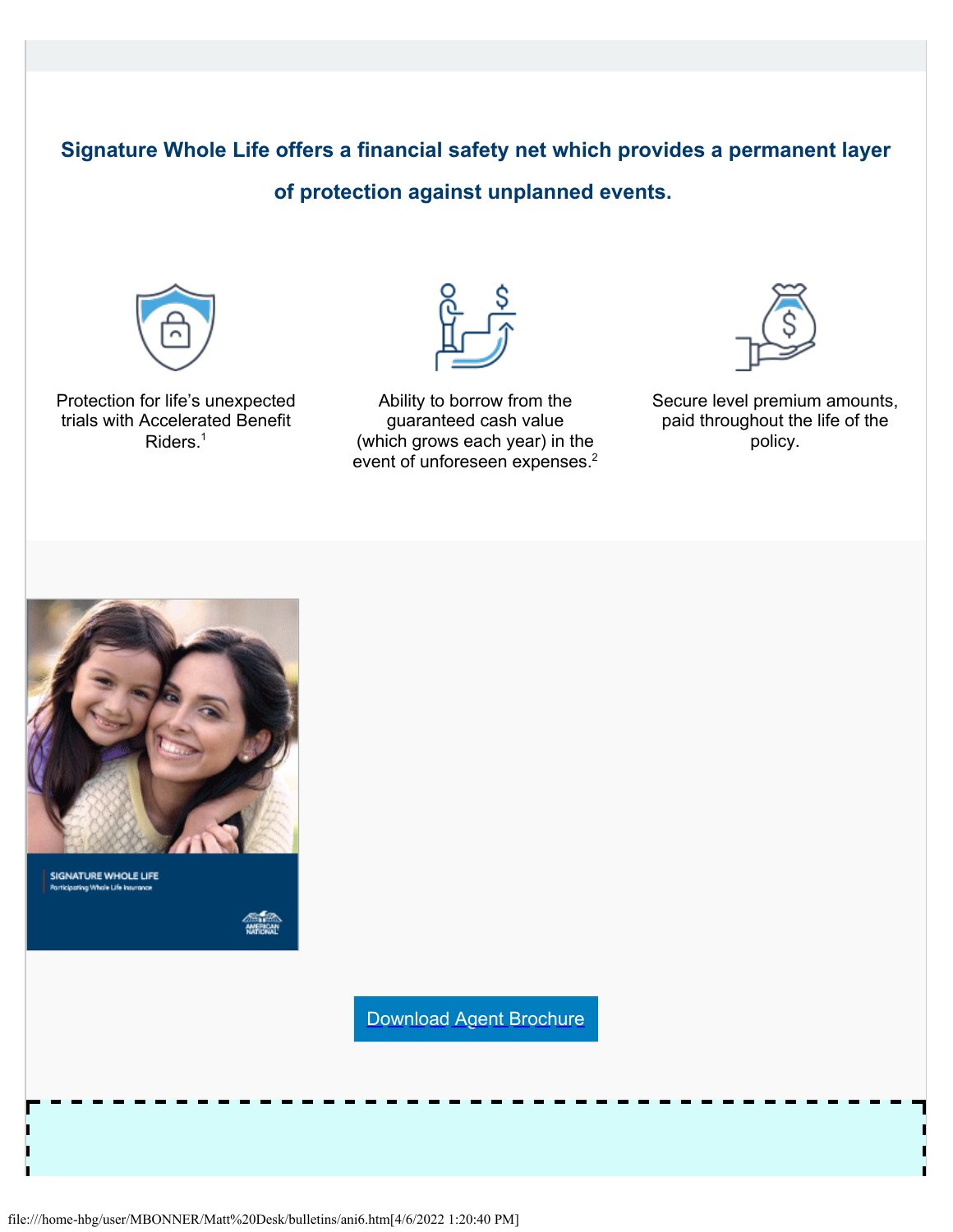**Signature Whole Life offers a financial safety net which provides a permanent layer of protection against unplanned events.**

Protection for life's unexpected trials with Accelerated Benefit Riders.[1]

Ability to borrow from the guaranteed cash value (which grows each year) in the event of unforeseen expenses.[2]

Secure level premium amounts, paid throughout the life of the policy.

SIGNATURE WHOLE LIFE
Participating Whole Life Insurance

AMERICAN NATIONAL

[Download Agent Brochure]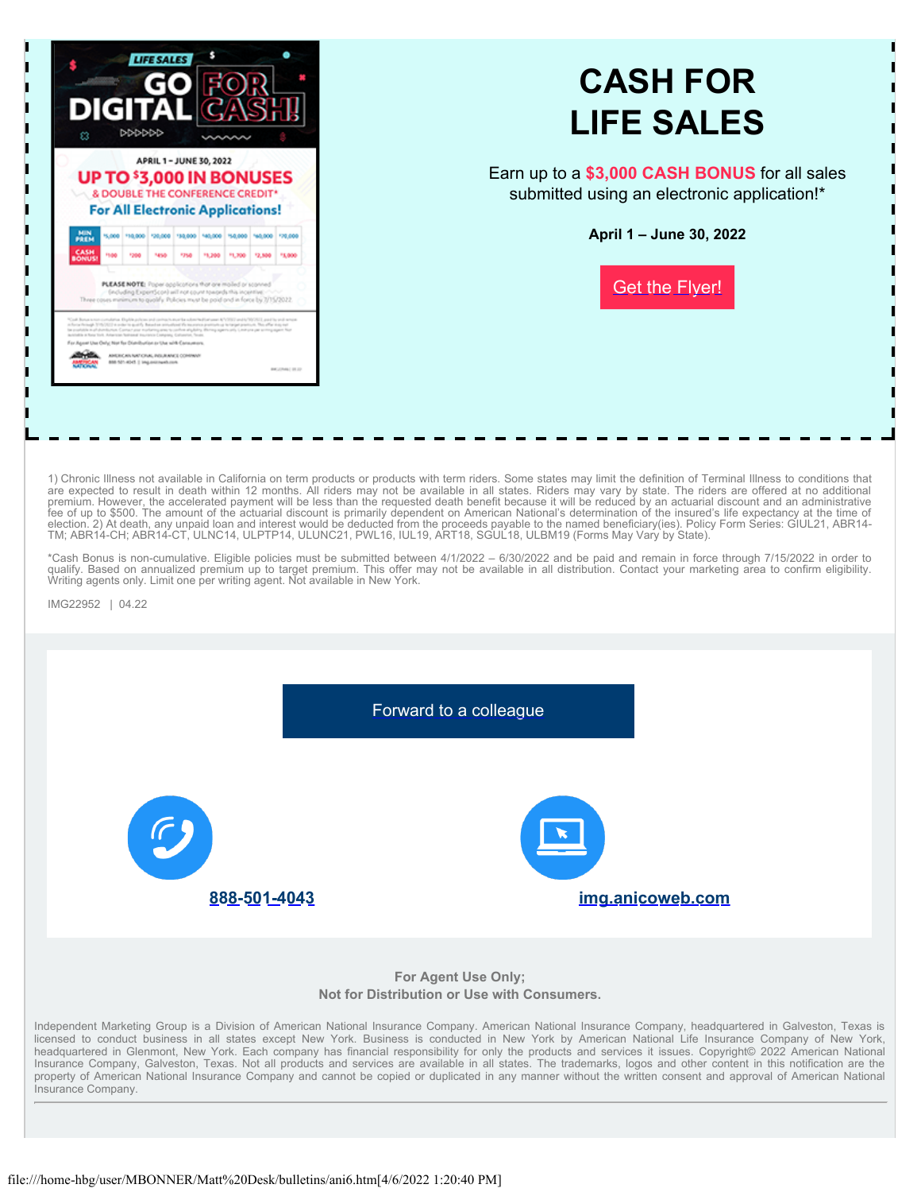# CASH FOR LIFE SALES

Earn up to a **$3,000 CASH BONUS** for all sales submitted using an electronic application!*

**April 1 – June 30, 2022**

Get the Flyer!

1) Chronic Illness not available in California on term products or products with term riders. Some states may limit the definition of Terminal Illness to conditions that are expected to result in death within 12 months. All riders may not be available in all states. Riders may vary by state. The riders are offered at no additional premium. However, the accelerated payment will be less than the requested death benefit because it will be reduced by an actuarial discount and an administrative fee of up to $500. The amount of the actuarial discount is primarily dependent on American National's determination of the insured's life expectancy at the time of election. 2) At death, any unpaid loan and interest would be deducted from the proceeds payable to the named beneficiary(ies). Policy Form Series: GIUL21, ABR14-TM; ABR14-CH; ABR14-CT, ULNC14, ULPTP14, ULUNC21, PWL16, IUL19, ART18, SGUL18, ULBM19 (Forms May Vary by State).

*Cash Bonus is non-cumulative. Eligible policies must be submitted between 4/1/2022 – 6/30/2022 and be paid and remain in force through 7/15/2022 in order to qualify. Based on annualized premium up to target premium. This offer may not be available in all distribution. Contact your marketing area to confirm eligibility. Writing agents only. Limit one per writing agent. Not available in New York.

IMG22952 | 04.22

Forward to a colleague

888-501-4043

img.anicoweb.com

**For Agent Use Only;**
**Not for Distribution or Use with Consumers.**

Independent Marketing Group is a Division of American National Insurance Company. American National Insurance Company, headquartered in Galveston, Texas is licensed to conduct business in all states except New York. Business is conducted in New York by American National Life Insurance Company of New York, headquartered in Glenmont, New York. Each company has financial responsibility for only the products and services it issues. Copyright© 2022 American National Insurance Company, Galveston, Texas. Not all products and services are available in all states. The trademarks, logos and other content in this notification are the property of American National Insurance Company and cannot be copied or duplicated in any manner without the written consent and approval of American National Insurance Company.